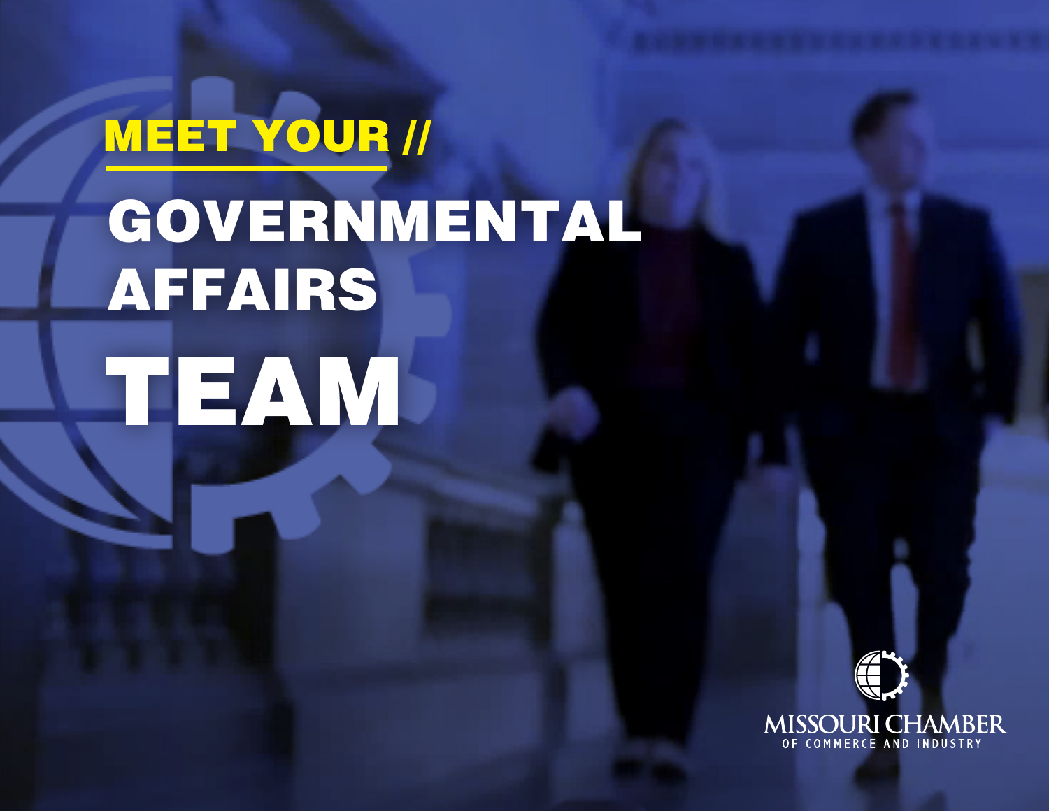MEET YOUR //

# GOVERNMENTAL AFFAIRS TEAM

MISSOURI CHAMBER
OF COMMERCE AND INDUSTRY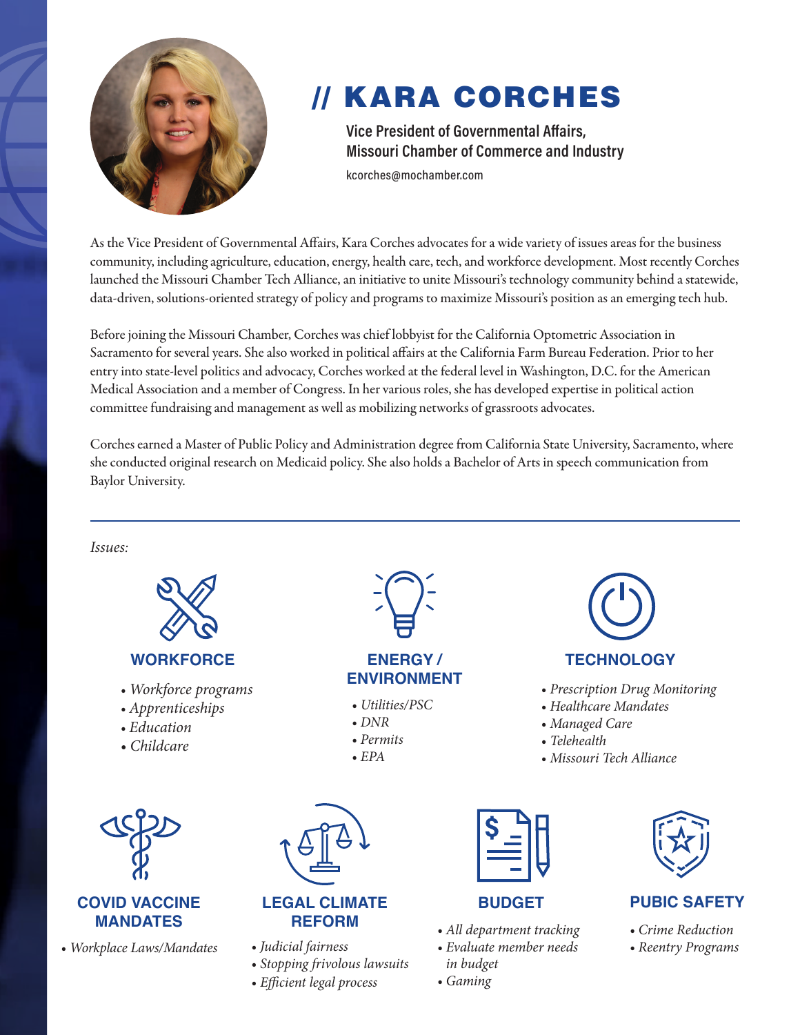# // KARA CORCHES

**Vice President of Governmental Affairs, Missouri Chamber of Commerce and Industry**

kcorches@mochamber.com

As the Vice President of Governmental Affairs, Kara Corches advocates for a wide variety of issues areas for the business community, including agriculture, education, energy, health care, tech, and workforce development. Most recently Corches launched the Missouri Chamber Tech Alliance, an initiative to unite Missouri's technology community behind a statewide, data-driven, solutions-oriented strategy of policy and programs to maximize Missouri's position as an emerging tech hub.

Before joining the Missouri Chamber, Corches was chief lobbyist for the California Optometric Association in Sacramento for several years. She also worked in political affairs at the California Farm Bureau Federation. Prior to her entry into state-level politics and advocacy, Corches worked at the federal level in Washington, D.C. for the American Medical Association and a member of Congress. In her various roles, she has developed expertise in political action committee fundraising and management as well as mobilizing networks of grassroots advocates.

Corches earned a Master of Public Policy and Administration degree from California State University, Sacramento, where she conducted original research on Medicaid policy. She also holds a Bachelor of Arts in speech communication from Baylor University.

---

*Issues:*

### WORKFORCE

- *Workforce programs*
- *Apprenticeships*
- *Education*
- *Childcare*

### ENERGY / ENVIRONMENT

- *Utilities/PSC*
- *DNR*
- *Permits*
- *EPA*

### TECHNOLOGY

- *Prescription Drug Monitoring*
- *Healthcare Mandates*
- *Managed Care*
- *Telehealth*
- *Missouri Tech Alliance*

### COVID VACCINE MANDATES

- *Workplace Laws/Mandates*

### LEGAL CLIMATE REFORM

- *Judicial fairness*
- *Stopping frivolous lawsuits*
- *Efficient legal process*

### BUDGET

- *All department tracking*
- *Evaluate member needs in budget*
- *Gaming*

### PUBIC SAFETY

- *Crime Reduction*
- *Reentry Programs*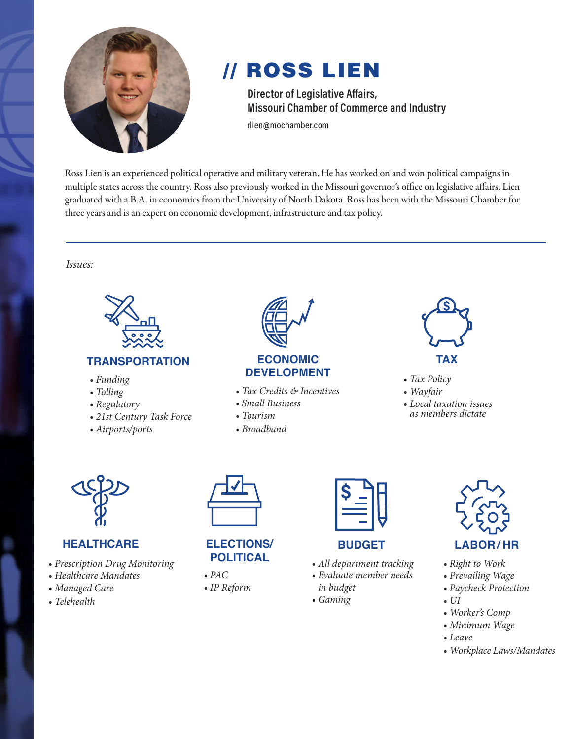# // ROSS LIEN

**Director of Legislative Affairs,**
**Missouri Chamber of Commerce and Industry**

rlien@mochamber.com

Ross Lien is an experienced political operative and military veteran. He has worked on and won political campaigns in multiple states across the country. Ross also previously worked in the Missouri governor's office on legislative affairs. Lien graduated with a B.A. in economics from the University of North Dakota. Ross has been with the Missouri Chamber for three years and is an expert on economic development, infrastructure and tax policy.

---

*Issues:*

### TRANSPORTATION

- *Funding*
- *Tolling*
- *Regulatory*
- *21st Century Task Force*
- *Airports/ports*

### ECONOMIC DEVELOPMENT

- *Tax Credits & Incentives*
- *Small Business*
- *Tourism*
- *Broadband*

### TAX

- *Tax Policy*
- *Wayfair*
- *Local taxation issues as members dictate*

### HEALTHCARE

- *Prescription Drug Monitoring*
- *Healthcare Mandates*
- *Managed Care*
- *Telehealth*

### ELECTIONS/ POLITICAL

- *PAC*
- *IP Reform*

### BUDGET

- *All department tracking*
- *Evaluate member needs in budget*
- *Gaming*

### LABOR/ HR

- *Right to Work*
- *Prevailing Wage*
- *Paycheck Protection*
- *UI*
- *Worker's Comp*
- *Minimum Wage*
- *Leave*
- *Workplace Laws/Mandates*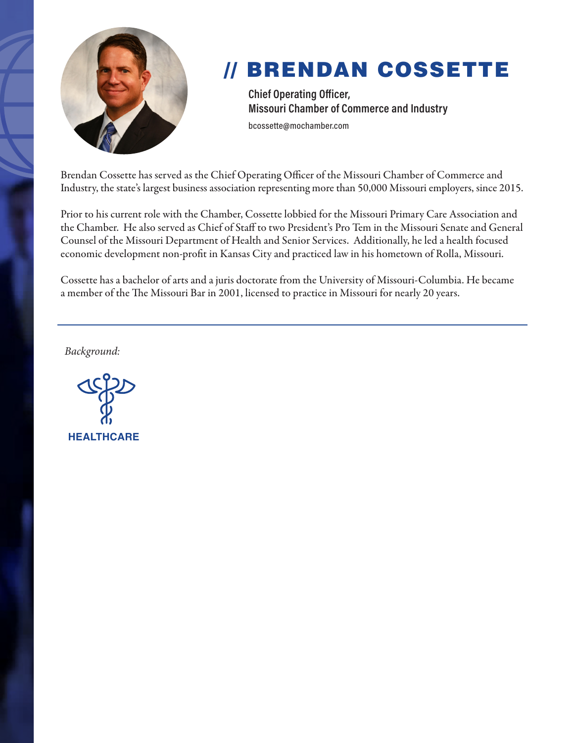# // BRENDAN COSSETTE

**Chief Operating Officer,**
**Missouri Chamber of Commerce and Industry**

bcossette@mochamber.com

Brendan Cossette has served as the Chief Operating Officer of the Missouri Chamber of Commerce and Industry, the state's largest business association representing more than 50,000 Missouri employers, since 2015.

Prior to his current role with the Chamber, Cossette lobbied for the Missouri Primary Care Association and the Chamber. He also served as Chief of Staff to two President's Pro Tem in the Missouri Senate and General Counsel of the Missouri Department of Health and Senior Services. Additionally, he led a health focused economic development non-profit in Kansas City and practiced law in his hometown of Rolla, Missouri.

Cossette has a bachelor of arts and a juris doctorate from the University of Missouri-Columbia. He became a member of the The Missouri Bar in 2001, licensed to practice in Missouri for nearly 20 years.

---

*Background:*

**HEALTHCARE**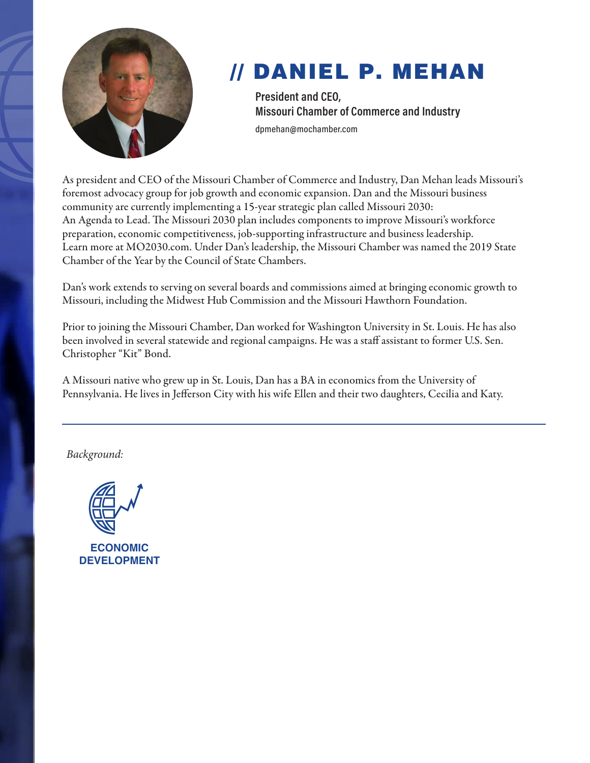# // DANIEL P. MEHAN

**President and CEO,**
**Missouri Chamber of Commerce and Industry**

dpmehan@mochamber.com

As president and CEO of the Missouri Chamber of Commerce and Industry, Dan Mehan leads Missouri's foremost advocacy group for job growth and economic expansion. Dan and the Missouri business community are currently implementing a 15-year strategic plan called Missouri 2030: An Agenda to Lead. The Missouri 2030 plan includes components to improve Missouri's workforce preparation, economic competitiveness, job-supporting infrastructure and business leadership. Learn more at MO2030.com. Under Dan's leadership, the Missouri Chamber was named the 2019 State Chamber of the Year by the Council of State Chambers.

Dan's work extends to serving on several boards and commissions aimed at bringing economic growth to Missouri, including the Midwest Hub Commission and the Missouri Hawthorn Foundation.

Prior to joining the Missouri Chamber, Dan worked for Washington University in St. Louis. He has also been involved in several statewide and regional campaigns. He was a staff assistant to former U.S. Sen. Christopher "Kit" Bond.

A Missouri native who grew up in St. Louis, Dan has a BA in economics from the University of Pennsylvania. He lives in Jefferson City with his wife Ellen and their two daughters, Cecilia and Katy.

---

*Background:*

**ECONOMIC DEVELOPMENT**